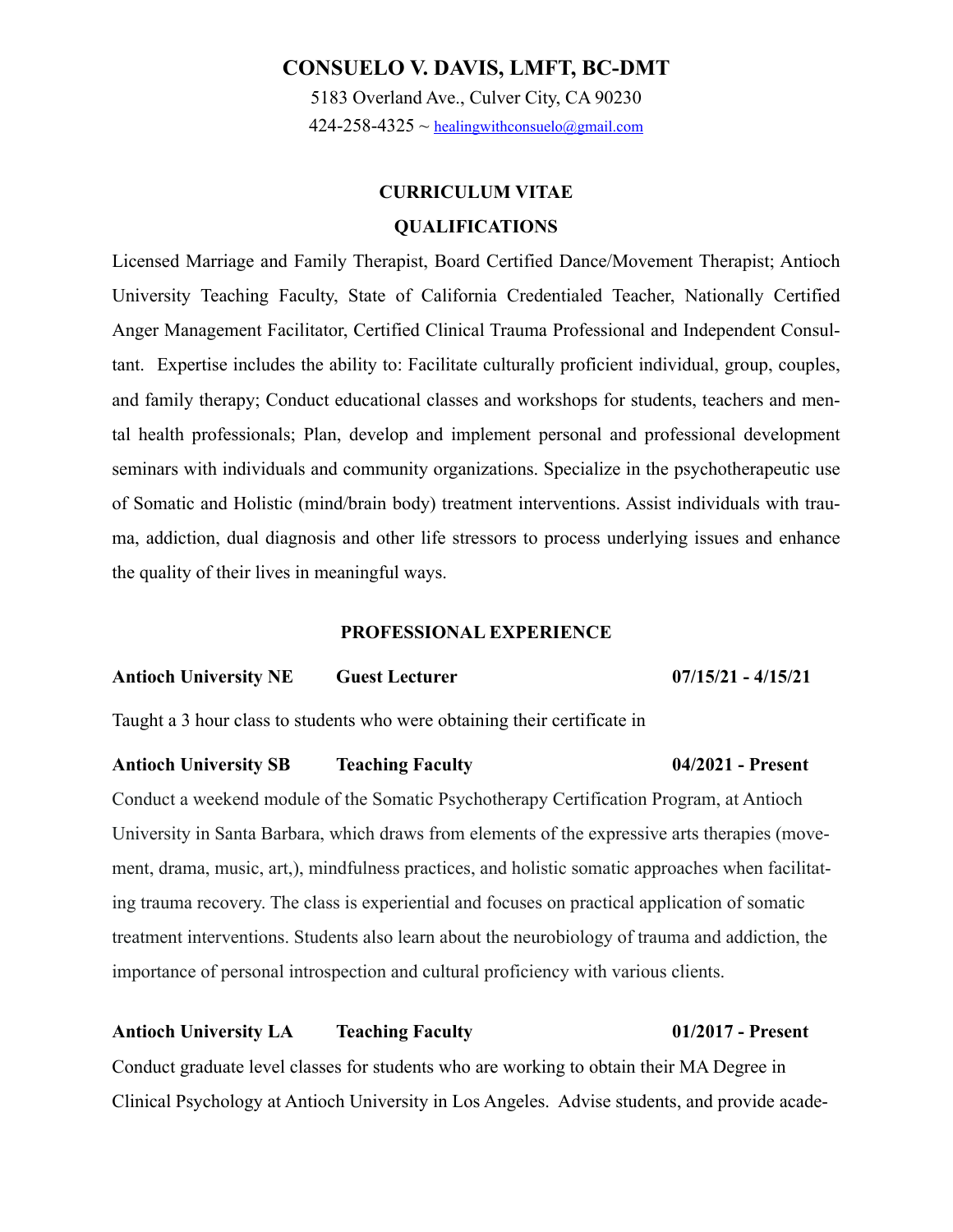# CONSUELO V. DAVIS, LMFT, BC-DMT

5183 Overland Ave., Culver City, CA 90230

424-258-4325 ~ healingwithconsuelo@gmail.com

## CURRICULUM VITAE

## QUALIFICATIONS

Licensed Marriage and Family Therapist, Board Certified Dance/Movement Therapist; Antioch University Teaching Faculty, State of California Credentialed Teacher, Nationally Certified Anger Management Facilitator, Certified Clinical Trauma Professional and Independent Consultant. Expertise includes the ability to: Facilitate culturally proficient individual, group, couples, and family therapy; Conduct educational classes and workshops for students, teachers and mental health professionals; Plan, develop and implement personal and professional development seminars with individuals and community organizations. Specialize in the psychotherapeutic use of Somatic and Holistic (mind/brain body) treatment interventions. Assist individuals with trauma, addiction, dual diagnosis and other life stressors to process underlying issues and enhance the quality of their lives in meaningful ways.

## PROFESSIONAL EXPERIENCE

**Antioch University NE** **Guest Lecturer** **07/15/21 - 4/15/21**

Taught a 3 hour class to students who were obtaining their certificate in

**Antioch University SB** **Teaching Faculty** **04/2021 - Present**

Conduct a weekend module of the Somatic Psychotherapy Certification Program, at Antioch University in Santa Barbara, which draws from elements of the expressive arts therapies (movement, drama, music, art,), mindfulness practices, and holistic somatic approaches when facilitating trauma recovery. The class is experiential and focuses on practical application of somatic treatment interventions. Students also learn about the neurobiology of trauma and addiction, the importance of personal introspection and cultural proficiency with various clients.

**Antioch University LA** **Teaching Faculty** **01/2017 - Present**

Conduct graduate level classes for students who are working to obtain their MA Degree in Clinical Psychology at Antioch University in Los Angeles. Advise students, and provide acade-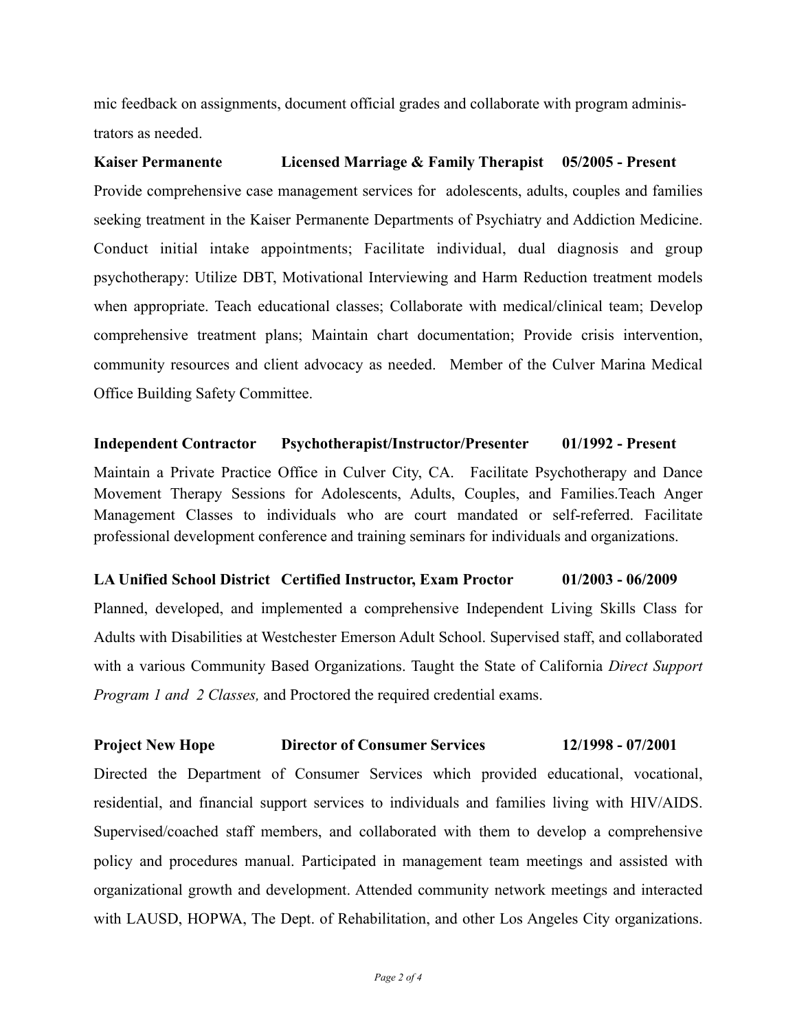mic feedback on assignments, document official grades and collaborate with program administrators as needed.

**Kaiser Permanente Licensed Marriage & Family Therapist 05/2005 - Present**

Provide comprehensive case management services for adolescents, adults, couples and families seeking treatment in the Kaiser Permanente Departments of Psychiatry and Addiction Medicine. Conduct initial intake appointments; Facilitate individual, dual diagnosis and group psychotherapy: Utilize DBT, Motivational Interviewing and Harm Reduction treatment models when appropriate. Teach educational classes; Collaborate with medical/clinical team; Develop comprehensive treatment plans; Maintain chart documentation; Provide crisis intervention, community resources and client advocacy as needed. Member of the Culver Marina Medical Office Building Safety Committee.

**Independent Contractor Psychotherapist/Instructor/Presenter 01/1992 - Present**

Maintain a Private Practice Office in Culver City, CA. Facilitate Psychotherapy and Dance Movement Therapy Sessions for Adolescents, Adults, Couples, and Families.Teach Anger Management Classes to individuals who are court mandated or self-referred. Facilitate professional development conference and training seminars for individuals and organizations.

**LA Unified School District Certified Instructor, Exam Proctor 01/2003 - 06/2009**

Planned, developed, and implemented a comprehensive Independent Living Skills Class for Adults with Disabilities at Westchester Emerson Adult School. Supervised staff, and collaborated with a various Community Based Organizations. Taught the State of California *Direct Support Program 1 and 2 Classes,* and Proctored the required credential exams.

**Project New Hope Director of Consumer Services 12/1998 - 07/2001**

Directed the Department of Consumer Services which provided educational, vocational, residential, and financial support services to individuals and families living with HIV/AIDS. Supervised/coached staff members, and collaborated with them to develop a comprehensive policy and procedures manual. Participated in management team meetings and assisted with organizational growth and development. Attended community network meetings and interacted with LAUSD, HOPWA, The Dept. of Rehabilitation, and other Los Angeles City organizations.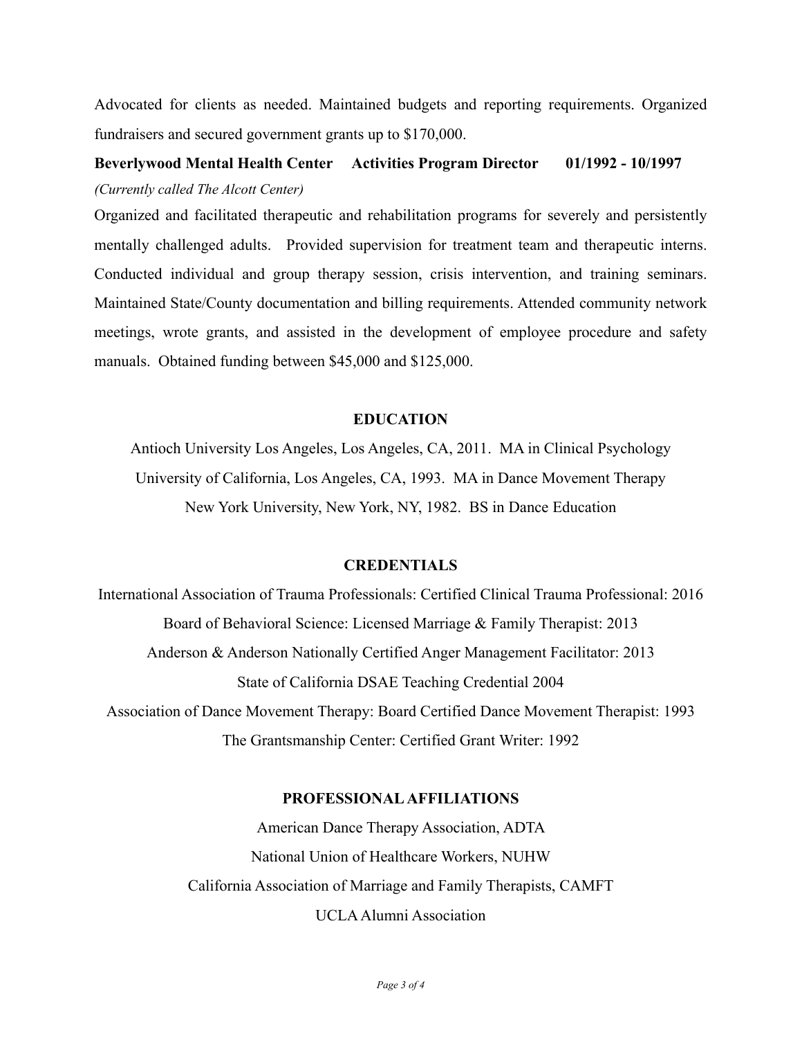Advocated for clients as needed. Maintained budgets and reporting requirements. Organized fundraisers and secured government grants up to $170,000.

**Beverlywood Mental Health Center  Activities Program Director  01/1992 - 10/1997**

*(Currently called The Alcott Center)*

Organized and facilitated therapeutic and rehabilitation programs for severely and persistently mentally challenged adults. Provided supervision for treatment team and therapeutic interns. Conducted individual and group therapy session, crisis intervention, and training seminars. Maintained State/County documentation and billing requirements. Attended community network meetings, wrote grants, and assisted in the development of employee procedure and safety manuals. Obtained funding between $45,000 and $125,000.

## EDUCATION

Antioch University Los Angeles, Los Angeles, CA, 2011. MA in Clinical Psychology

University of California, Los Angeles, CA, 1993. MA in Dance Movement Therapy

New York University, New York, NY, 1982. BS in Dance Education

## CREDENTIALS

International Association of Trauma Professionals: Certified Clinical Trauma Professional: 2016

Board of Behavioral Science: Licensed Marriage & Family Therapist: 2013

Anderson & Anderson Nationally Certified Anger Management Facilitator: 2013

State of California DSAE Teaching Credential 2004

Association of Dance Movement Therapy: Board Certified Dance Movement Therapist: 1993

The Grantsmanship Center: Certified Grant Writer: 1992

## PROFESSIONAL AFFILIATIONS

American Dance Therapy Association, ADTA

National Union of Healthcare Workers, NUHW

California Association of Marriage and Family Therapists, CAMFT

UCLA Alumni Association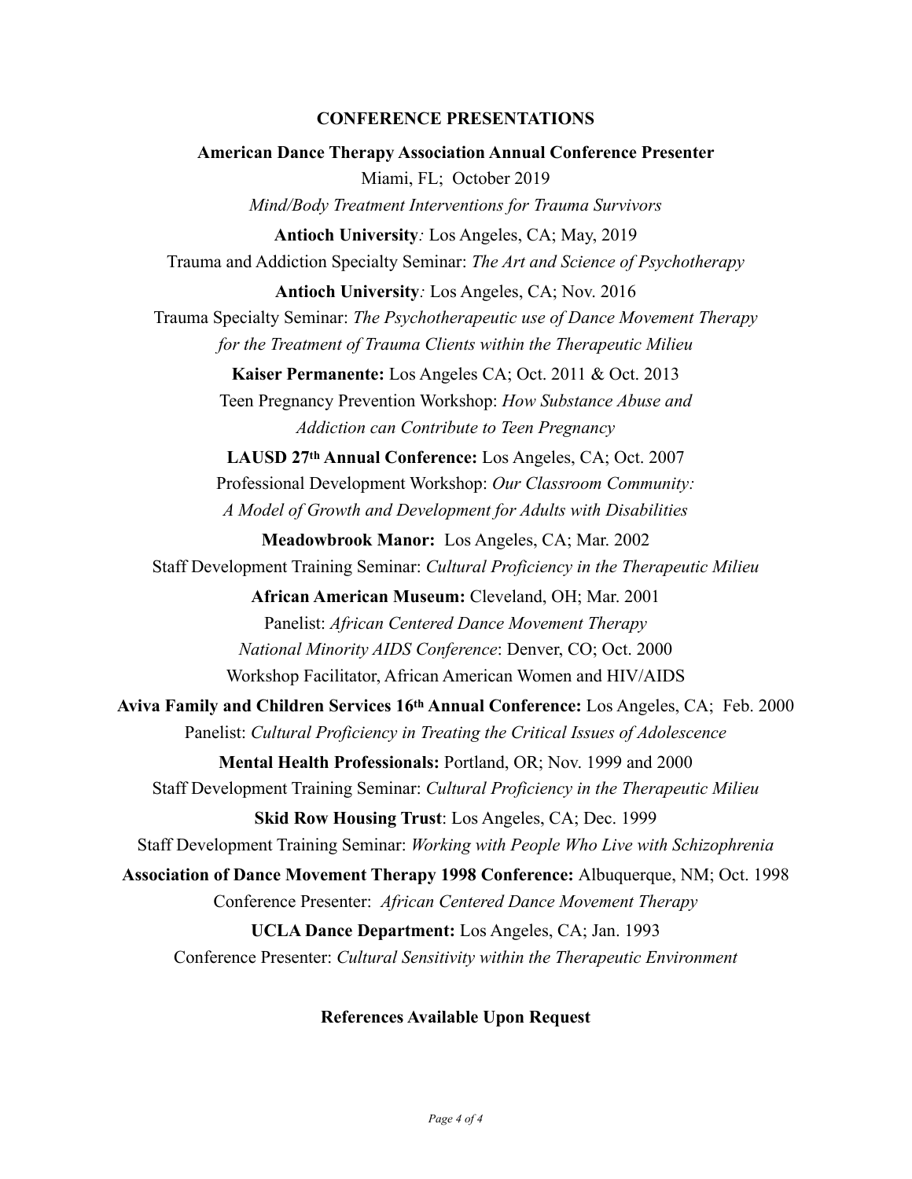## CONFERENCE PRESENTATIONS

**American Dance Therapy Association Annual Conference Presenter**

Miami, FL; October 2019

*Mind/Body Treatment Interventions for Trauma Survivors*

**Antioch University***:* Los Angeles, CA; May, 2019

Trauma and Addiction Specialty Seminar: *The Art and Science of Psychotherapy*

**Antioch University***:* Los Angeles, CA; Nov. 2016

Trauma Specialty Seminar: *The Psychotherapeutic use of Dance Movement Therapy for the Treatment of Trauma Clients within the Therapeutic Milieu*

**Kaiser Permanente:** Los Angeles CA; Oct. 2011 & Oct. 2013

Teen Pregnancy Prevention Workshop: *How Substance Abuse and Addiction can Contribute to Teen Pregnancy*

**LAUSD 27th Annual Conference:** Los Angeles, CA; Oct. 2007

Professional Development Workshop: *Our Classroom Community: A Model of Growth and Development for Adults with Disabilities*

**Meadowbrook Manor:** Los Angeles, CA; Mar. 2002

Staff Development Training Seminar: *Cultural Proficiency in the Therapeutic Milieu*

**African American Museum:** Cleveland, OH; Mar. 2001

Panelist: *African Centered Dance Movement Therapy*

*National Minority AIDS Conference*: Denver, CO; Oct. 2000

Workshop Facilitator, African American Women and HIV/AIDS

**Aviva Family and Children Services 16th Annual Conference:** Los Angeles, CA; Feb. 2000

Panelist: *Cultural Proficiency in Treating the Critical Issues of Adolescence*

**Mental Health Professionals:** Portland, OR; Nov. 1999 and 2000

Staff Development Training Seminar: *Cultural Proficiency in the Therapeutic Milieu*

**Skid Row Housing Trust**: Los Angeles, CA; Dec. 1999

Staff Development Training Seminar: *Working with People Who Live with Schizophrenia*

**Association of Dance Movement Therapy 1998 Conference:** Albuquerque, NM; Oct. 1998

Conference Presenter: *African Centered Dance Movement Therapy*

**UCLA Dance Department:** Los Angeles, CA; Jan. 1993

Conference Presenter: *Cultural Sensitivity within the Therapeutic Environment*

**References Available Upon Request**